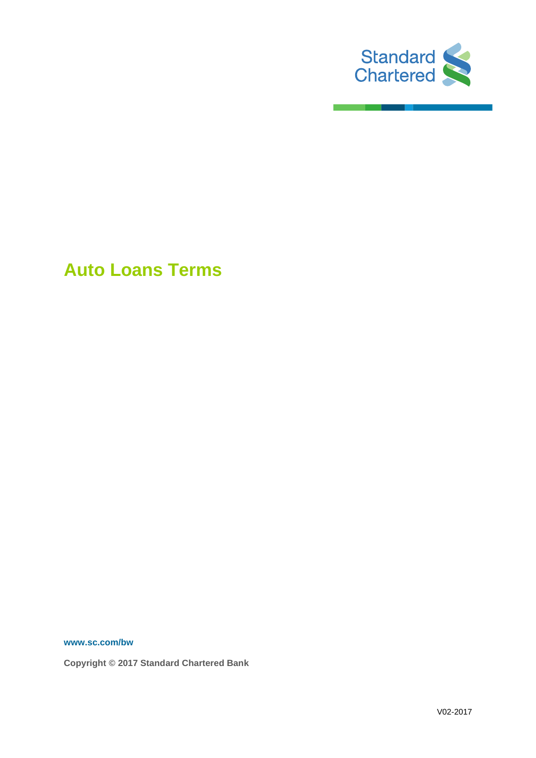Standard Chartered

# Auto Loans Terms

www.sc.com/bw

**Copyright © 2017 Standard Chartered Bank**

V02-2017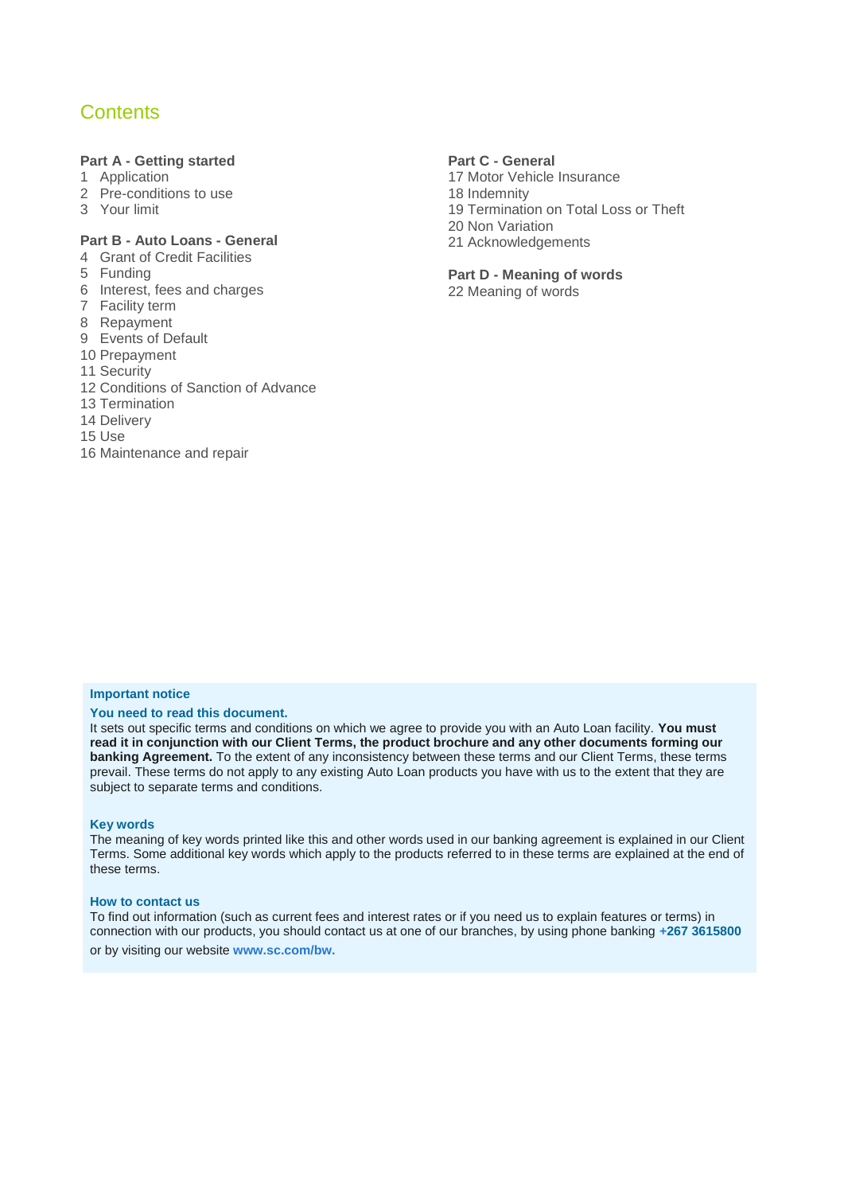# Contents

**Part A - Getting started**

1 Application
2 Pre-conditions to use
3 Your limit

**Part B - Auto Loans - General**

4 Grant of Credit Facilities
5 Funding
6 Interest, fees and charges
7 Facility term
8 Repayment
9 Events of Default
10 Prepayment
11 Security
12 Conditions of Sanction of Advance
13 Termination
14 Delivery
15 Use
16 Maintenance and repair

**Part C - General**

17 Motor Vehicle Insurance
18 Indemnity
19 Termination on Total Loss or Theft
20 Non Variation
21 Acknowledgements

**Part D - Meaning of words**

22 Meaning of words

**Important notice**

**You need to read this document.**

It sets out specific terms and conditions on which we agree to provide you with an Auto Loan facility. **You must read it in conjunction with our Client Terms, the product brochure and any other documents forming our banking Agreement.** To the extent of any inconsistency between these terms and our Client Terms, these terms prevail. These terms do not apply to any existing Auto Loan products you have with us to the extent that they are subject to separate terms and conditions.

**Key words**

The meaning of key words printed like this and other words used in our banking agreement is explained in our Client Terms. Some additional key words which apply to the products referred to in these terms are explained at the end of these terms.

**How to contact us**

To find out information (such as current fees and interest rates or if you need us to explain features or terms) in connection with our products, you should contact us at one of our branches, by using phone banking **+267 3615800** or by visiting our website **www.sc.com/bw.**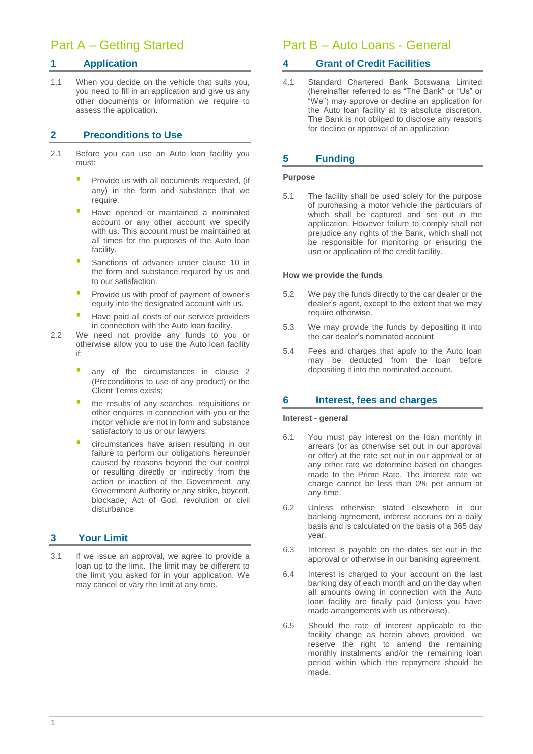# Part A – Getting Started

## 1 Application

1.1 When you decide on the vehicle that suits you, you need to fill in an application and give us any other documents or information we require to assess the application.

## 2 Preconditions to Use

2.1 Before you can use an Auto loan facility you must:

- Provide us with all documents requested, (if any) in the form and substance that we require.
- Have opened or maintained a nominated account or any other account we specify with us. This account must be maintained at all times for the purposes of the Auto loan facility.
- Sanctions of advance under clause 10 in the form and substance required by us and to our satisfaction.
- Provide us with proof of payment of owner's equity into the designated account with us.
- Have paid all costs of our service providers in connection with the Auto loan facility.

2.2 We need not provide any funds to you or otherwise allow you to use the Auto loan facility if:

- any of the circumstances in clause 2 (Preconditions to use of any product) or the Client Terms exists;
- the results of any searches, requisitions or other enquires in connection with you or the motor vehicle are not in form and substance satisfactory to us or our lawyers;
- circumstances have arisen resulting in our failure to perform our obligations hereunder caused by reasons beyond the our control or resulting directly or indirectly from the action or inaction of the Government, any Government Authority or any strike, boycott, blockade, Act of God, revolution or civil disturbance

## 3 Your Limit

3.1 If we issue an approval, we agree to provide a loan up to the limit. The limit may be different to the limit you asked for in your application. We may cancel or vary the limit at any time.

# Part B – Auto Loans - General

## 4 Grant of Credit Facilities

4.1 Standard Chartered Bank Botswana Limited (hereinafter referred to as "The Bank" or "Us" or "We") may approve or decline an application for the Auto loan facility at its absolute discretion. The Bank is not obliged to disclose any reasons for decline or approval of an application

## 5 Funding

**Purpose**

5.1 The facility shall be used solely for the purpose of purchasing a motor vehicle the particulars of which shall be captured and set out in the application. However failure to comply shall not prejudice any rights of the Bank, which shall not be responsible for monitoring or ensuring the use or application of the credit facility.

**How we provide the funds**

5.2 We pay the funds directly to the car dealer or the dealer's agent, except to the extent that we may require otherwise.

5.3 We may provide the funds by depositing it into the car dealer's nominated account.

5.4 Fees and charges that apply to the Auto loan may be deducted from the loan before depositing it into the nominated account.

## 6 Interest, fees and charges

**Interest - general**

6.1 You must pay interest on the loan monthly in arrears (or as otherwise set out in our approval or offer) at the rate set out in our approval or at any other rate we determine based on changes made to the Prime Rate. The interest rate we charge cannot be less than 0% per annum at any time.

6.2 Unless otherwise stated elsewhere in our banking agreement, interest accrues on a daily basis and is calculated on the basis of a 365 day year.

6.3 Interest is payable on the dates set out in the approval or otherwise in our banking agreement.

6.4 Interest is charged to your account on the last banking day of each month and on the day when all amounts owing in connection with the Auto loan facility are finally paid (unless you have made arrangements with us otherwise).

6.5 Should the rate of interest applicable to the facility change as herein above provided, we reserve the right to amend the remaining monthly instalments and/or the remaining loan period within which the repayment should be made.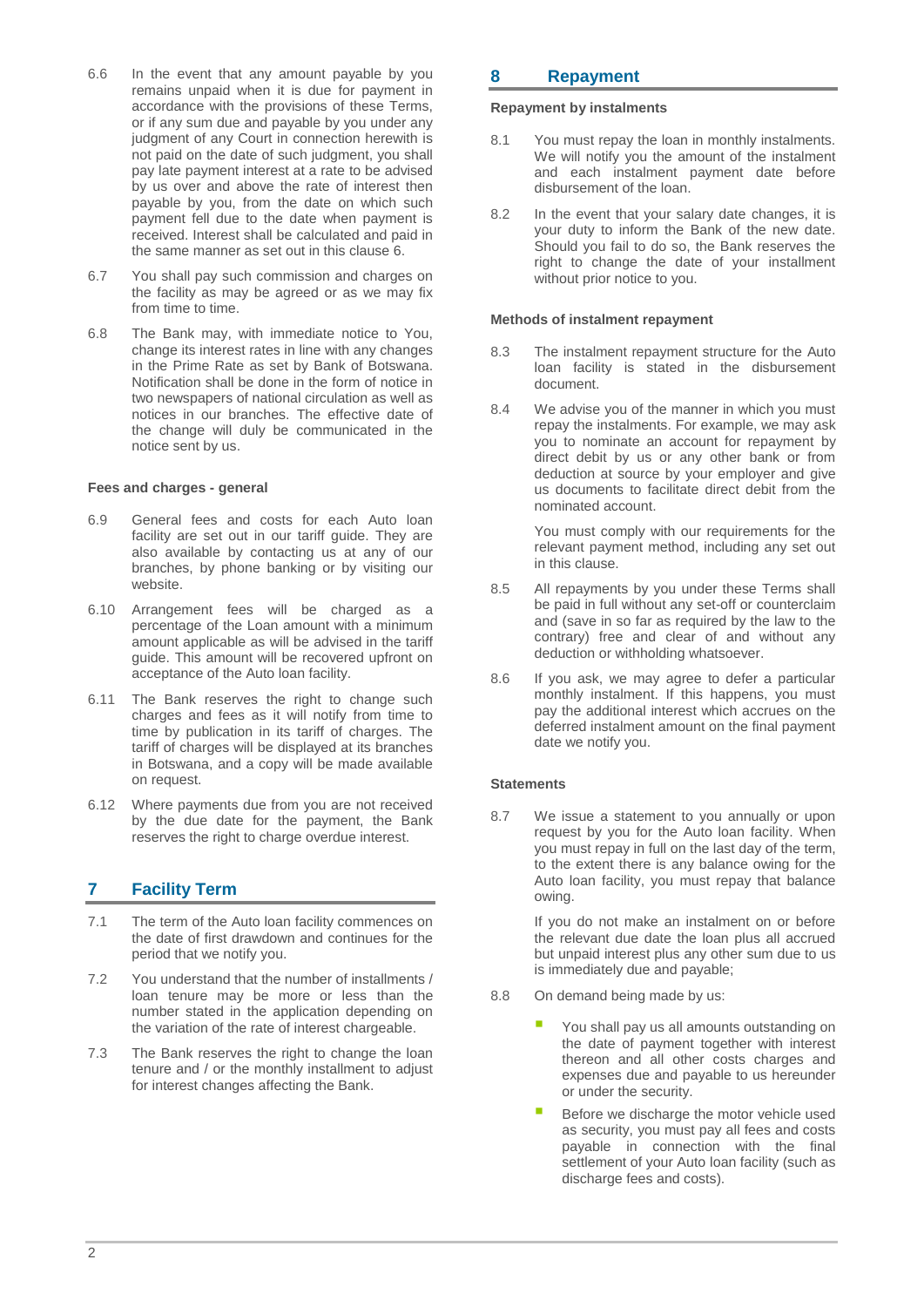6.6 In the event that any amount payable by you remains unpaid when it is due for payment in accordance with the provisions of these Terms, or if any sum due and payable by you under any judgment of any Court in connection herewith is not paid on the date of such judgment, you shall pay late payment interest at a rate to be advised by us over and above the rate of interest then payable by you, from the date on which such payment fell due to the date when payment is received. Interest shall be calculated and paid in the same manner as set out in this clause 6.

6.7 You shall pay such commission and charges on the facility as may be agreed or as we may fix from time to time.

6.8 The Bank may, with immediate notice to You, change its interest rates in line with any changes in the Prime Rate as set by Bank of Botswana. Notification shall be done in the form of notice in two newspapers of national circulation as well as notices in our branches. The effective date of the change will duly be communicated in the notice sent by us.

**Fees and charges - general**

6.9 General fees and costs for each Auto loan facility are set out in our tariff guide. They are also available by contacting us at any of our branches, by phone banking or by visiting our website.

6.10 Arrangement fees will be charged as a percentage of the Loan amount with a minimum amount applicable as will be advised in the tariff guide. This amount will be recovered upfront on acceptance of the Auto loan facility.

6.11 The Bank reserves the right to change such charges and fees as it will notify from time to time by publication in its tariff of charges. The tariff of charges will be displayed at its branches in Botswana, and a copy will be made available on request.

6.12 Where payments due from you are not received by the due date for the payment, the Bank reserves the right to charge overdue interest.

## 7 Facility Term

7.1 The term of the Auto loan facility commences on the date of first drawdown and continues for the period that we notify you.

7.2 You understand that the number of installments / loan tenure may be more or less than the number stated in the application depending on the variation of the rate of interest chargeable.

7.3 The Bank reserves the right to change the loan tenure and / or the monthly installment to adjust for interest changes affecting the Bank.

## 8 Repayment

**Repayment by instalments**

8.1 You must repay the loan in monthly instalments. We will notify you the amount of the instalment and each instalment payment date before disbursement of the loan.

8.2 In the event that your salary date changes, it is your duty to inform the Bank of the new date. Should you fail to do so, the Bank reserves the right to change the date of your installment without prior notice to you.

**Methods of instalment repayment**

8.3 The instalment repayment structure for the Auto loan facility is stated in the disbursement document.

8.4 We advise you of the manner in which you must repay the instalments. For example, we may ask you to nominate an account for repayment by direct debit by us or any other bank or from deduction at source by your employer and give us documents to facilitate direct debit from the nominated account.

You must comply with our requirements for the relevant payment method, including any set out in this clause.

8.5 All repayments by you under these Terms shall be paid in full without any set-off or counterclaim and (save in so far as required by the law to the contrary) free and clear of and without any deduction or withholding whatsoever.

8.6 If you ask, we may agree to defer a particular monthly instalment. If this happens, you must pay the additional interest which accrues on the deferred instalment amount on the final payment date we notify you.

**Statements**

8.7 We issue a statement to you annually or upon request by you for the Auto loan facility. When you must repay in full on the last day of the term, to the extent there is any balance owing for the Auto loan facility, you must repay that balance owing.

If you do not make an instalment on or before the relevant due date the loan plus all accrued but unpaid interest plus any other sum due to us is immediately due and payable;

8.8 On demand being made by us:

- You shall pay us all amounts outstanding on the date of payment together with interest thereon and all other costs charges and expenses due and payable to us hereunder or under the security.
- Before we discharge the motor vehicle used as security, you must pay all fees and costs payable in connection with the final settlement of your Auto loan facility (such as discharge fees and costs).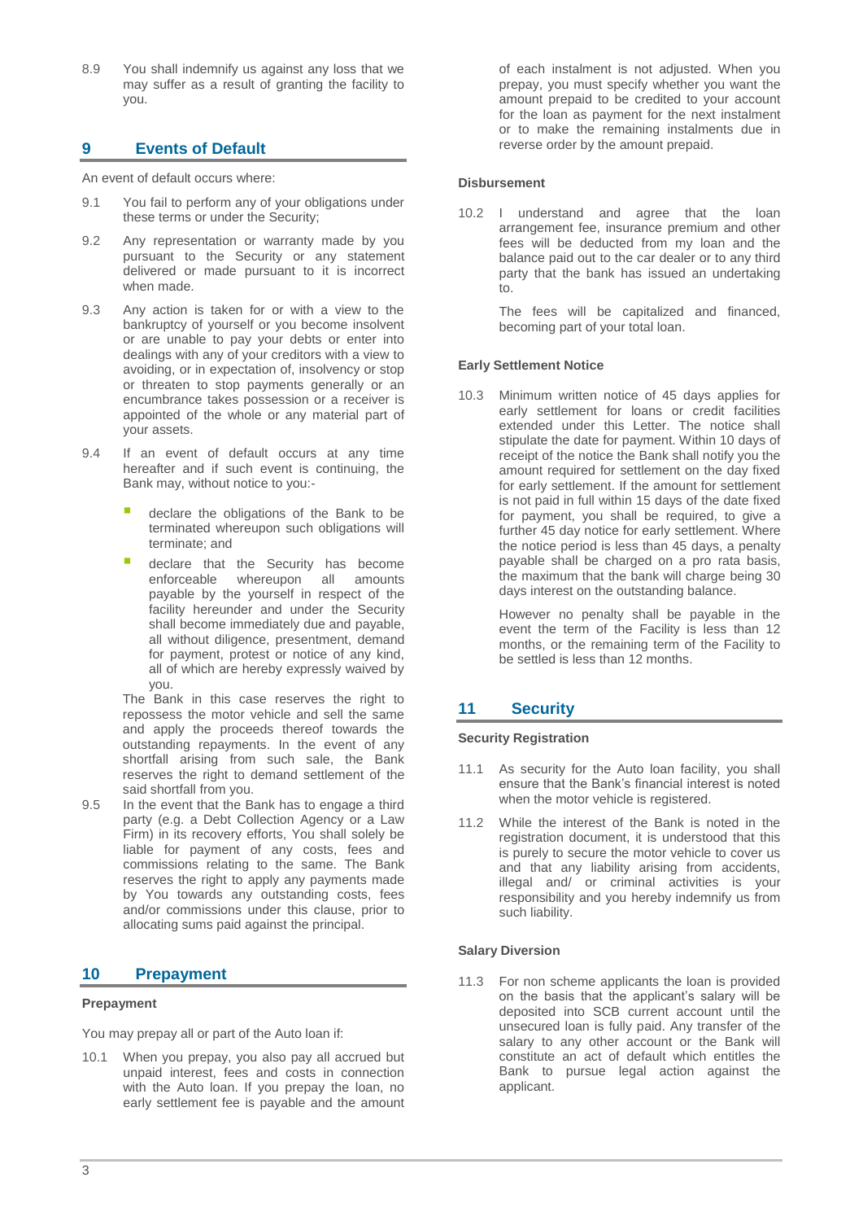8.9 You shall indemnify us against any loss that we may suffer as a result of granting the facility to you.

## 9 Events of Default

An event of default occurs where:

9.1 You fail to perform any of your obligations under these terms or under the Security;

9.2 Any representation or warranty made by you pursuant to the Security or any statement delivered or made pursuant to it is incorrect when made.

9.3 Any action is taken for or with a view to the bankruptcy of yourself or you become insolvent or are unable to pay your debts or enter into dealings with any of your creditors with a view to avoiding, or in expectation of, insolvency or stop or threaten to stop payments generally or an encumbrance takes possession or a receiver is appointed of the whole or any material part of your assets.

9.4 If an event of default occurs at any time hereafter and if such event is continuing, the Bank may, without notice to you:-

- declare the obligations of the Bank to be terminated whereupon such obligations will terminate; and
- declare that the Security has become enforceable whereupon all amounts payable by the yourself in respect of the facility hereunder and under the Security shall become immediately due and payable, all without diligence, presentment, demand for payment, protest or notice of any kind, all of which are hereby expressly waived by you.

The Bank in this case reserves the right to repossess the motor vehicle and sell the same and apply the proceeds thereof towards the outstanding repayments. In the event of any shortfall arising from such sale, the Bank reserves the right to demand settlement of the said shortfall from you.

9.5 In the event that the Bank has to engage a third party (e.g. a Debt Collection Agency or a Law Firm) in its recovery efforts, You shall solely be liable for payment of any costs, fees and commissions relating to the same. The Bank reserves the right to apply any payments made by You towards any outstanding costs, fees and/or commissions under this clause, prior to allocating sums paid against the principal.

## 10 Prepayment

### Prepayment

You may prepay all or part of the Auto loan if:

10.1 When you prepay, you also pay all accrued but unpaid interest, fees and costs in connection with the Auto loan. If you prepay the loan, no early settlement fee is payable and the amount of each instalment is not adjusted. When you prepay, you must specify whether you want the amount prepaid to be credited to your account for the loan as payment for the next instalment or to make the remaining instalments due in reverse order by the amount prepaid.

### Disbursement

10.2 I understand and agree that the loan arrangement fee, insurance premium and other fees will be deducted from my loan and the balance paid out to the car dealer or to any third party that the bank has issued an undertaking to.

The fees will be capitalized and financed, becoming part of your total loan.

### Early Settlement Notice

10.3 Minimum written notice of 45 days applies for early settlement for loans or credit facilities extended under this Letter. The notice shall stipulate the date for payment. Within 10 days of receipt of the notice the Bank shall notify you the amount required for settlement on the day fixed for early settlement. If the amount for settlement is not paid in full within 15 days of the date fixed for payment, you shall be required, to give a further 45 day notice for early settlement. Where the notice period is less than 45 days, a penalty payable shall be charged on a pro rata basis, the maximum that the bank will charge being 30 days interest on the outstanding balance.

However no penalty shall be payable in the event the term of the Facility is less than 12 months, or the remaining term of the Facility to be settled is less than 12 months.

## 11 Security

### Security Registration

11.1 As security for the Auto loan facility, you shall ensure that the Bank's financial interest is noted when the motor vehicle is registered.

11.2 While the interest of the Bank is noted in the registration document, it is understood that this is purely to secure the motor vehicle to cover us and that any liability arising from accidents, illegal and/ or criminal activities is your responsibility and you hereby indemnify us from such liability.

### Salary Diversion

11.3 For non scheme applicants the loan is provided on the basis that the applicant's salary will be deposited into SCB current account until the unsecured loan is fully paid. Any transfer of the salary to any other account or the Bank will constitute an act of default which entitles the Bank to pursue legal action against the applicant.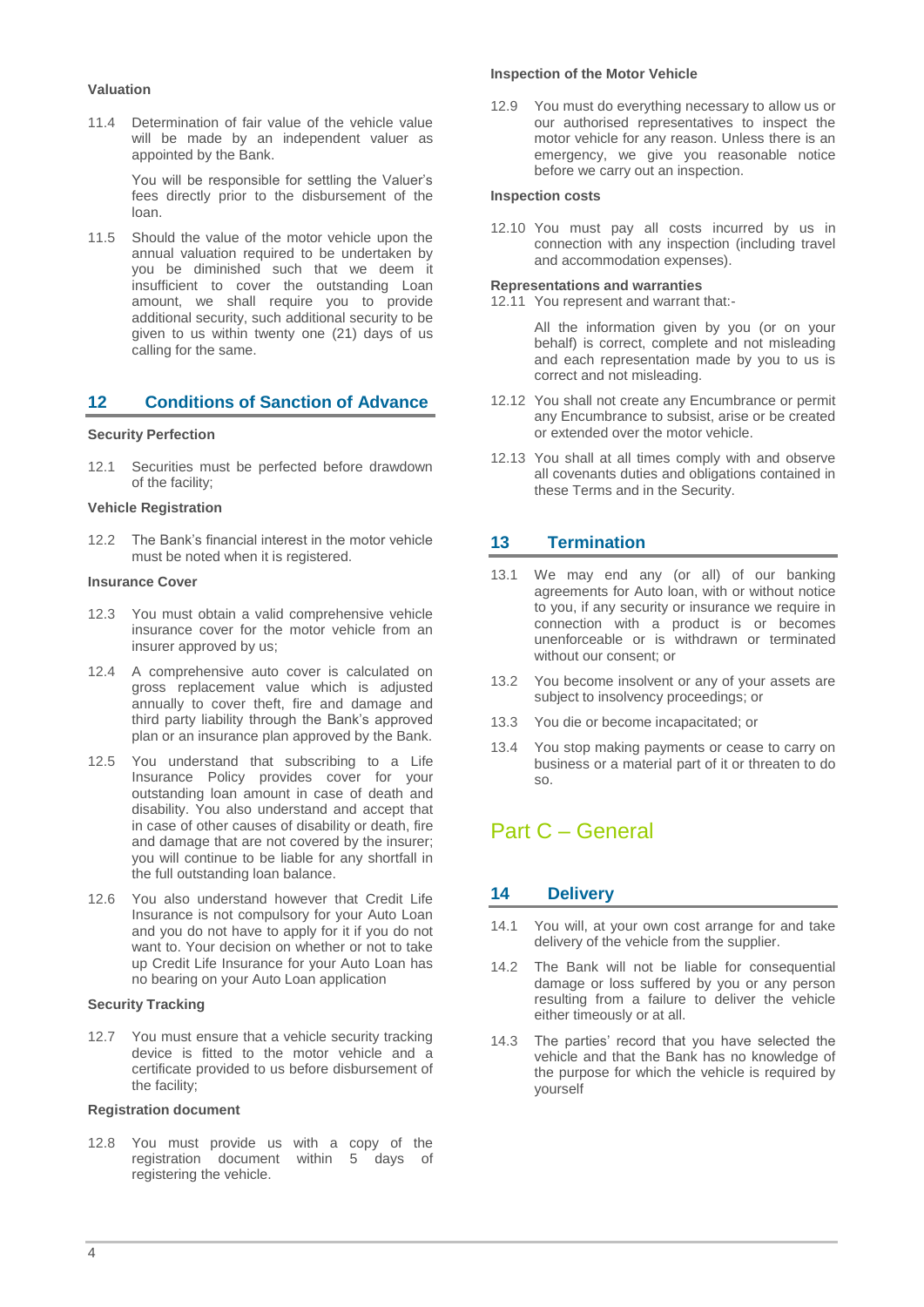### Valuation

11.4 Determination of fair value of the vehicle value will be made by an independent valuer as appointed by the Bank.

You will be responsible for settling the Valuer's fees directly prior to the disbursement of the loan.

11.5 Should the value of the motor vehicle upon the annual valuation required to be undertaken by you be diminished such that we deem it insufficient to cover the outstanding Loan amount, we shall require you to provide additional security, such additional security to be given to us within twenty one (21) days of us calling for the same.

## 12 Conditions of Sanction of Advance

### Security Perfection

12.1 Securities must be perfected before drawdown of the facility;

### Vehicle Registration

12.2 The Bank's financial interest in the motor vehicle must be noted when it is registered.

### Insurance Cover

12.3 You must obtain a valid comprehensive vehicle insurance cover for the motor vehicle from an insurer approved by us;

12.4 A comprehensive auto cover is calculated on gross replacement value which is adjusted annually to cover theft, fire and damage and third party liability through the Bank's approved plan or an insurance plan approved by the Bank.

12.5 You understand that subscribing to a Life Insurance Policy provides cover for your outstanding loan amount in case of death and disability. You also understand and accept that in case of other causes of disability or death, fire and damage that are not covered by the insurer; you will continue to be liable for any shortfall in the full outstanding loan balance.

12.6 You also understand however that Credit Life Insurance is not compulsory for your Auto Loan and you do not have to apply for it if you do not want to. Your decision on whether or not to take up Credit Life Insurance for your Auto Loan has no bearing on your Auto Loan application

### Security Tracking

12.7 You must ensure that a vehicle security tracking device is fitted to the motor vehicle and a certificate provided to us before disbursement of the facility;

### Registration document

12.8 You must provide us with a copy of the registration document within 5 days of registering the vehicle.

### Inspection of the Motor Vehicle

12.9 You must do everything necessary to allow us or our authorised representatives to inspect the motor vehicle for any reason. Unless there is an emergency, we give you reasonable notice before we carry out an inspection.

### Inspection costs

12.10 You must pay all costs incurred by us in connection with any inspection (including travel and accommodation expenses).

### Representations and warranties

12.11 You represent and warrant that:-

All the information given by you (or on your behalf) is correct, complete and not misleading and each representation made by you to us is correct and not misleading.

12.12 You shall not create any Encumbrance or permit any Encumbrance to subsist, arise or be created or extended over the motor vehicle.

12.13 You shall at all times comply with and observe all covenants duties and obligations contained in these Terms and in the Security.

## 13 Termination

13.1 We may end any (or all) of our banking agreements for Auto loan, with or without notice to you, if any security or insurance we require in connection with a product is or becomes unenforceable or is withdrawn or terminated without our consent; or

13.2 You become insolvent or any of your assets are subject to insolvency proceedings; or

13.3 You die or become incapacitated; or

13.4 You stop making payments or cease to carry on business or a material part of it or threaten to do so.

# Part C – General

## 14 Delivery

14.1 You will, at your own cost arrange for and take delivery of the vehicle from the supplier.

14.2 The Bank will not be liable for consequential damage or loss suffered by you or any person resulting from a failure to deliver the vehicle either timeously or at all.

14.3 The parties' record that you have selected the vehicle and that the Bank has no knowledge of the purpose for which the vehicle is required by yourself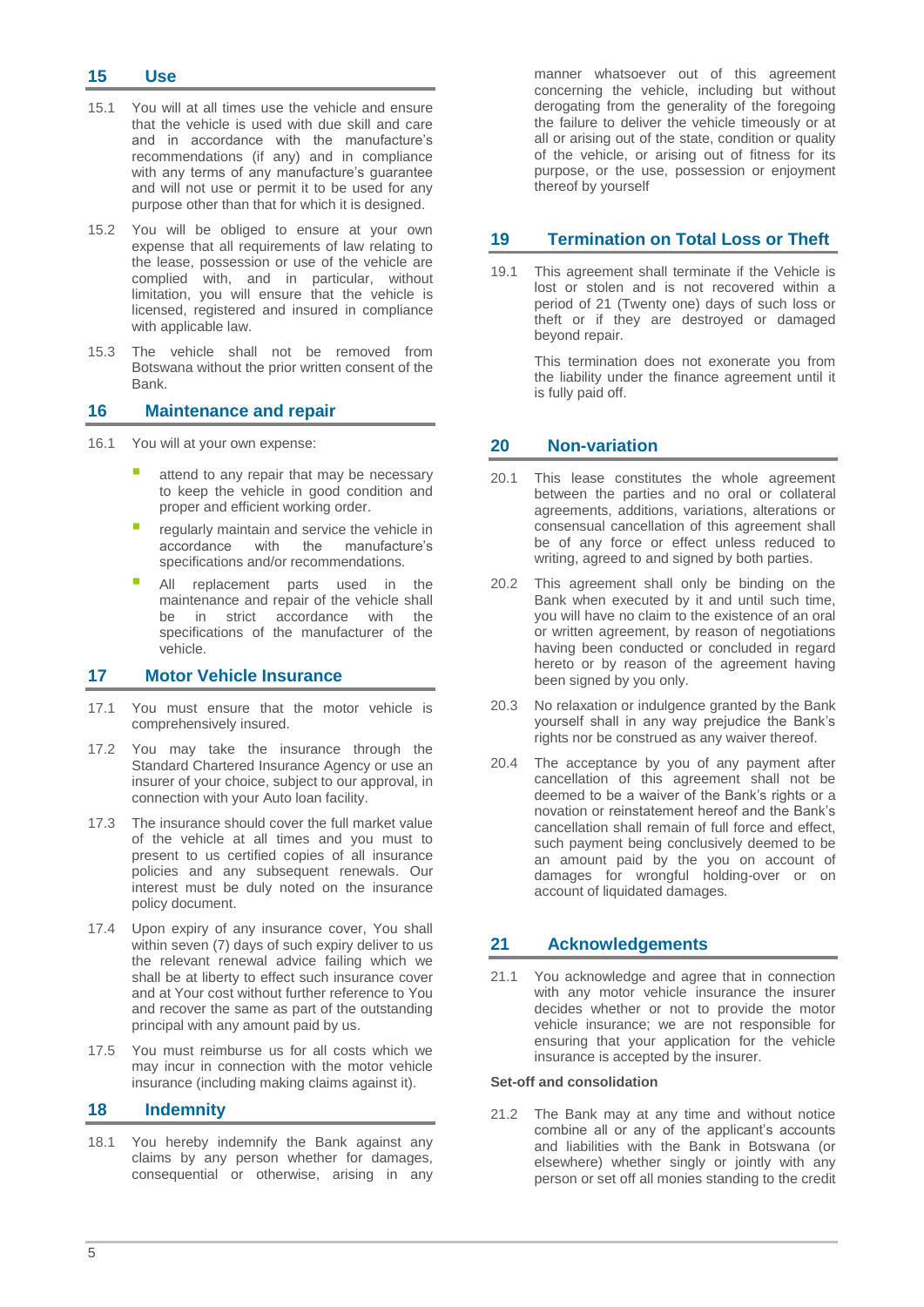## 15 Use

15.1 You will at all times use the vehicle and ensure that the vehicle is used with due skill and care and in accordance with the manufacture's recommendations (if any) and in compliance with any terms of any manufacture's guarantee and will not use or permit it to be used for any purpose other than that for which it is designed.

15.2 You will be obliged to ensure at your own expense that all requirements of law relating to the lease, possession or use of the vehicle are complied with, and in particular, without limitation, you will ensure that the vehicle is licensed, registered and insured in compliance with applicable law.

15.3 The vehicle shall not be removed from Botswana without the prior written consent of the Bank.

## 16 Maintenance and repair

16.1 You will at your own expense:

- attend to any repair that may be necessary to keep the vehicle in good condition and proper and efficient working order.
- regularly maintain and service the vehicle in accordance with the manufacture's specifications and/or recommendations.
- All replacement parts used in the maintenance and repair of the vehicle shall be in strict accordance with the specifications of the manufacturer of the vehicle.

## 17 Motor Vehicle Insurance

17.1 You must ensure that the motor vehicle is comprehensively insured.

17.2 You may take the insurance through the Standard Chartered Insurance Agency or use an insurer of your choice, subject to our approval, in connection with your Auto loan facility.

17.3 The insurance should cover the full market value of the vehicle at all times and you must to present to us certified copies of all insurance policies and any subsequent renewals. Our interest must be duly noted on the insurance policy document.

17.4 Upon expiry of any insurance cover, You shall within seven (7) days of such expiry deliver to us the relevant renewal advice failing which we shall be at liberty to effect such insurance cover and at Your cost without further reference to You and recover the same as part of the outstanding principal with any amount paid by us.

17.5 You must reimburse us for all costs which we may incur in connection with the motor vehicle insurance (including making claims against it).

## 18 Indemnity

18.1 You hereby indemnify the Bank against any claims by any person whether for damages, consequential or otherwise, arising in any manner whatsoever out of this agreement concerning the vehicle, including but without derogating from the generality of the foregoing the failure to deliver the vehicle timeously or at all or arising out of the state, condition or quality of the vehicle, or arising out of fitness for its purpose, or the use, possession or enjoyment thereof by yourself

## 19 Termination on Total Loss or Theft

19.1 This agreement shall terminate if the Vehicle is lost or stolen and is not recovered within a period of 21 (Twenty one) days of such loss or theft or if they are destroyed or damaged beyond repair.

This termination does not exonerate you from the liability under the finance agreement until it is fully paid off.

## 20 Non-variation

20.1 This lease constitutes the whole agreement between the parties and no oral or collateral agreements, additions, variations, alterations or consensual cancellation of this agreement shall be of any force or effect unless reduced to writing, agreed to and signed by both parties.

20.2 This agreement shall only be binding on the Bank when executed by it and until such time, you will have no claim to the existence of an oral or written agreement, by reason of negotiations having been conducted or concluded in regard hereto or by reason of the agreement having been signed by you only.

20.3 No relaxation or indulgence granted by the Bank yourself shall in any way prejudice the Bank's rights nor be construed as any waiver thereof.

20.4 The acceptance by you of any payment after cancellation of this agreement shall not be deemed to be a waiver of the Bank's rights or a novation or reinstatement hereof and the Bank's cancellation shall remain of full force and effect, such payment being conclusively deemed to be an amount paid by the you on account of damages for wrongful holding-over or on account of liquidated damages.

## 21 Acknowledgements

21.1 You acknowledge and agree that in connection with any motor vehicle insurance the insurer decides whether or not to provide the motor vehicle insurance; we are not responsible for ensuring that your application for the vehicle insurance is accepted by the insurer.

**Set-off and consolidation**

21.2 The Bank may at any time and without notice combine all or any of the applicant's accounts and liabilities with the Bank in Botswana (or elsewhere) whether singly or jointly with any person or set off all monies standing to the credit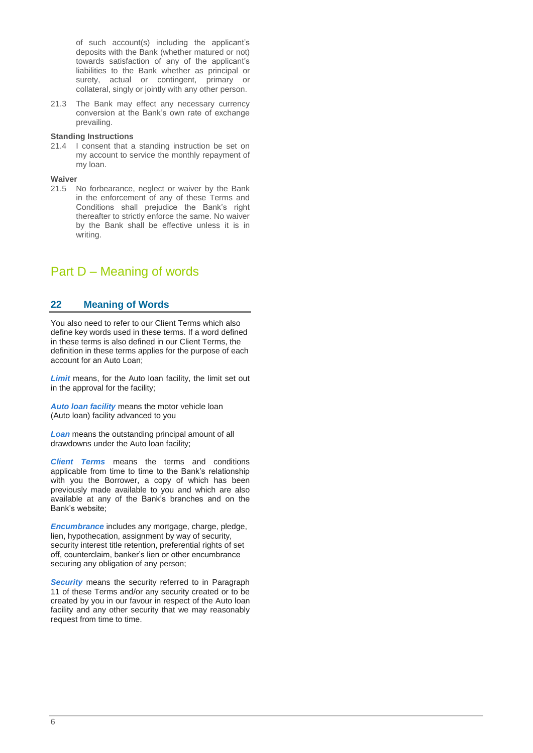of such account(s) including the applicant's deposits with the Bank (whether matured or not) towards satisfaction of any of the applicant's liabilities to the Bank whether as principal or surety, actual or contingent, primary or collateral, singly or jointly with any other person.

21.3 The Bank may effect any necessary currency conversion at the Bank's own rate of exchange prevailing.

**Standing Instructions**

21.4 I consent that a standing instruction be set on my account to service the monthly repayment of my loan.

**Waiver**

21.5 No forbearance, neglect or waiver by the Bank in the enforcement of any of these Terms and Conditions shall prejudice the Bank's right thereafter to strictly enforce the same. No waiver by the Bank shall be effective unless it is in writing.

# Part D – Meaning of words

## 22 Meaning of Words

You also need to refer to our Client Terms which also define key words used in these terms. If a word defined in these terms is also defined in our Client Terms, the definition in these terms applies for the purpose of each account for an Auto Loan;

***Limit*** means, for the Auto loan facility, the limit set out in the approval for the facility;

***Auto loan facility*** means the motor vehicle loan (Auto loan) facility advanced to you

***Loan*** means the outstanding principal amount of all drawdowns under the Auto loan facility;

***Client Terms*** means the terms and conditions applicable from time to time to the Bank's relationship with you the Borrower, a copy of which has been previously made available to you and which are also available at any of the Bank's branches and on the Bank's website;

***Encumbrance*** includes any mortgage, charge, pledge, lien, hypothecation, assignment by way of security, security interest title retention, preferential rights of set off, counterclaim, banker's lien or other encumbrance securing any obligation of any person;

***Security*** means the security referred to in Paragraph 11 of these Terms and/or any security created or to be created by you in our favour in respect of the Auto loan facility and any other security that we may reasonably request from time to time.